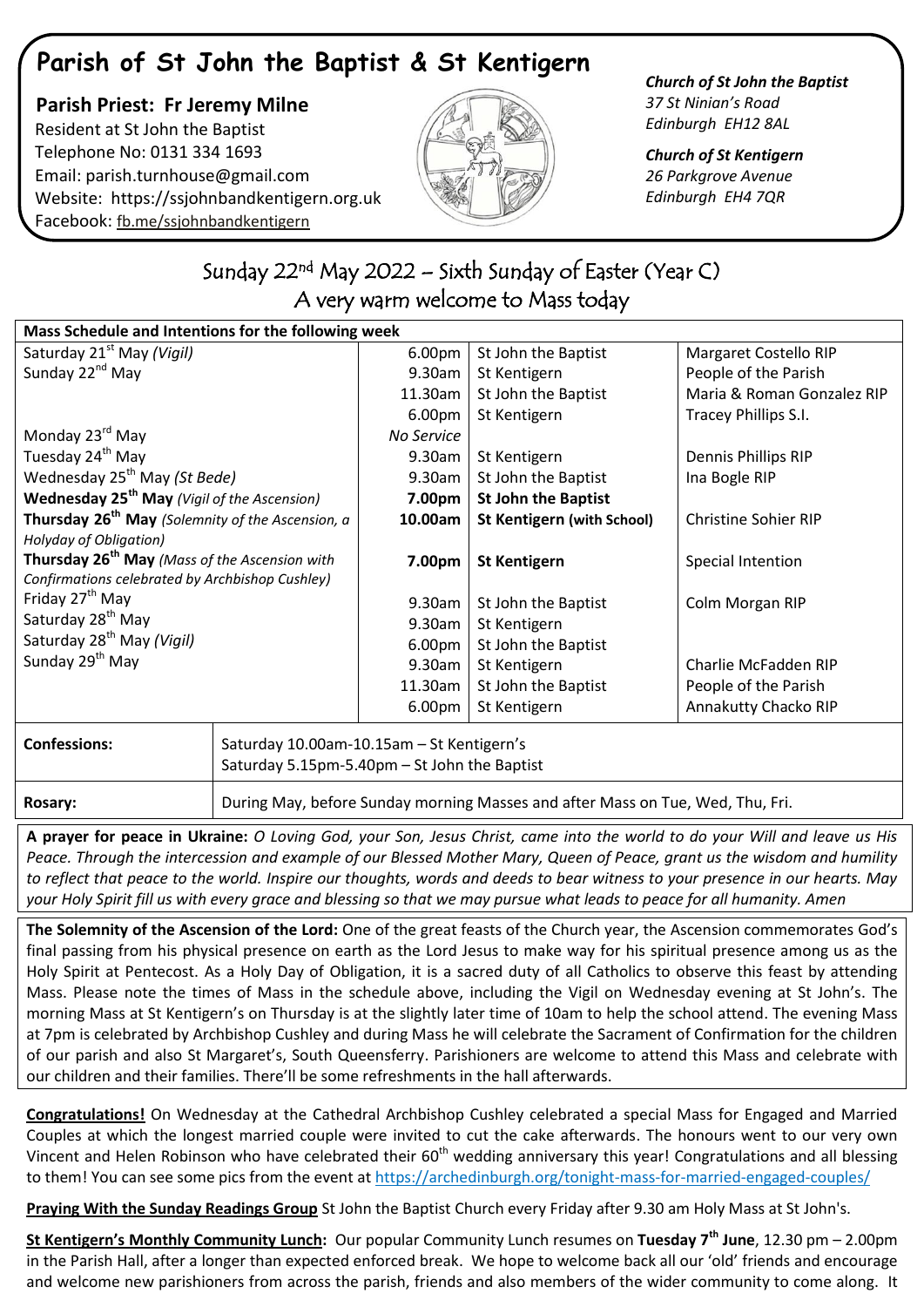# Parish of St John the Baptist & St Kentigern

**Parish Priest: Fr Jeremy Milne**
Resident at St John the Baptist
Telephone No: 0131 334 1693
Email: parish.turnhouse@gmail.com
Website: https://ssjohnbandkentigern.org.uk
Facebook: fb.me/ssjohnbandkentigern

***Church of St John the Baptist***
*37 St Ninian's Road*
*Edinburgh EH12 8AL*

***Church of St Kentigern***
*26 Parkgrove Avenue*
*Edinburgh EH4 7QR*

## Sunday 22nd May 2022 – Sixth Sunday of Easter (Year C)
## A very warm welcome to Mass today

| **Mass Schedule and Intentions for the following week** | | | |
|---|---|---|---|
| Saturday 21st May *(Vigil)* | 6.00pm | St John the Baptist | Margaret Costello RIP |
| Sunday 22nd May | 9.30am | St Kentigern | People of the Parish |
| | 11.30am | St John the Baptist | Maria & Roman Gonzalez RIP |
| | 6.00pm | St Kentigern | Tracey Phillips S.I. |
| Monday 23rd May | *No Service* | | |
| Tuesday 24th May | 9.30am | St Kentigern | Dennis Phillips RIP |
| Wednesday 25th May *(St Bede)* | 9.30am | St John the Baptist | Ina Bogle RIP |
| **Wednesday 25th May** *(Vigil of the Ascension)* | **7.00pm** | **St John the Baptist** | |
| **Thursday 26th May** *(Solemnity of the Ascension, a Holyday of Obligation)* | **10.00am** | **St Kentigern (with School)** | Christine Sohier RIP |
| **Thursday 26th May** *(Mass of the Ascension with Confirmations celebrated by Archbishop Cushley)* | **7.00pm** | **St Kentigern** | Special Intention |
| Friday 27th May | 9.30am | St John the Baptist | Colm Morgan RIP |
| Saturday 28th May | 9.30am | St Kentigern | |
| Saturday 28th May *(Vigil)* | 6.00pm | St John the Baptist | |
| Sunday 29th May | 9.30am | St Kentigern | Charlie McFadden RIP |
| | 11.30am | St John the Baptist | People of the Parish |
| | 6.00pm | St Kentigern | Annakutty Chacko RIP |

| | |
|---|---|
| **Confessions:** | Saturday 10.00am-10.15am – St Kentigern's<br>Saturday 5.15pm-5.40pm – St John the Baptist |
| **Rosary:** | During May, before Sunday morning Masses and after Mass on Tue, Wed, Thu, Fri. |

**A prayer for peace in Ukraine:** *O Loving God, your Son, Jesus Christ, came into the world to do your Will and leave us His Peace. Through the intercession and example of our Blessed Mother Mary, Queen of Peace, grant us the wisdom and humility to reflect that peace to the world. Inspire our thoughts, words and deeds to bear witness to your presence in our hearts. May your Holy Spirit fill us with every grace and blessing so that we may pursue what leads to peace for all humanity. Amen*

**The Solemnity of the Ascension of the Lord:** One of the great feasts of the Church year, the Ascension commemorates God's final passing from his physical presence on earth as the Lord Jesus to make way for his spiritual presence among us as the Holy Spirit at Pentecost. As a Holy Day of Obligation, it is a sacred duty of all Catholics to observe this feast by attending Mass. Please note the times of Mass in the schedule above, including the Vigil on Wednesday evening at St John's. The morning Mass at St Kentigern's on Thursday is at the slightly later time of 10am to help the school attend. The evening Mass at 7pm is celebrated by Archbishop Cushley and during Mass he will celebrate the Sacrament of Confirmation for the children of our parish and also St Margaret's, South Queensferry. Parishioners are welcome to attend this Mass and celebrate with our children and their families. There'll be some refreshments in the hall afterwards.

**Congratulations!** On Wednesday at the Cathedral Archbishop Cushley celebrated a special Mass for Engaged and Married Couples at which the longest married couple were invited to cut the cake afterwards. The honours went to our very own Vincent and Helen Robinson who have celebrated their 60th wedding anniversary this year! Congratulations and all blessing to them! You can see some pics from the event at https://archedinburgh.org/tonight-mass-for-married-engaged-couples/

**Praying With the Sunday Readings Group** St John the Baptist Church every Friday after 9.30 am Holy Mass at St John's.

**St Kentigern's Monthly Community Lunch:** Our popular Community Lunch resumes on **Tuesday 7th June**, 12.30 pm – 2.00pm in the Parish Hall, after a longer than expected enforced break. We hope to welcome back all our 'old' friends and encourage and welcome new parishioners from across the parish, friends and also members of the wider community to come along. It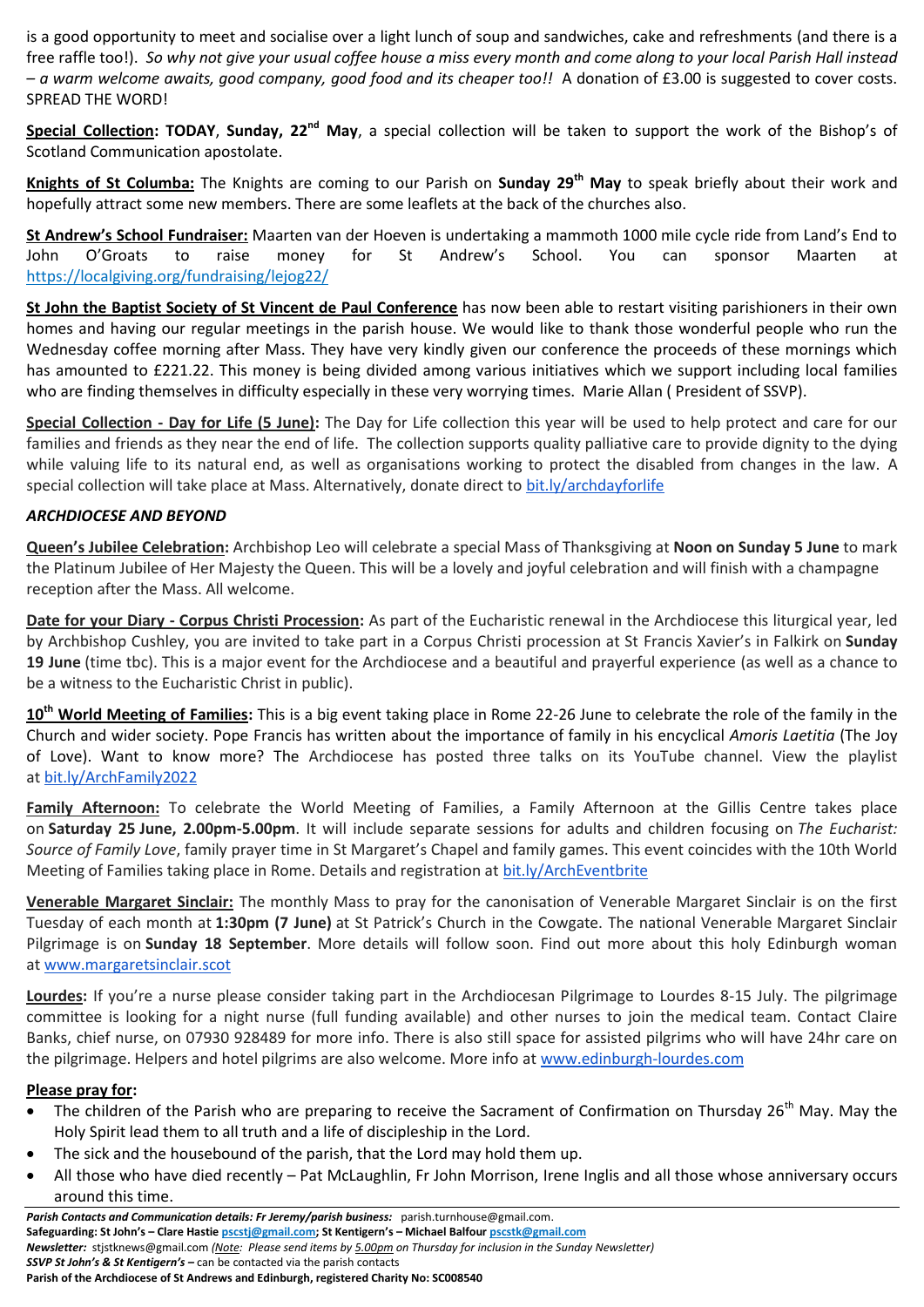is a good opportunity to meet and socialise over a light lunch of soup and sandwiches, cake and refreshments (and there is a free raffle too!). *So why not give your usual coffee house a miss every month and come along to your local Parish Hall instead – a warm welcome awaits, good company, good food and its cheaper too!!* A donation of £3.00 is suggested to cover costs. SPREAD THE WORD!

**Special Collection: TODAY**, **Sunday, 22nd May**, a special collection will be taken to support the work of the Bishop's of Scotland Communication apostolate.

**Knights of St Columba:** The Knights are coming to our Parish on **Sunday 29th May** to speak briefly about their work and hopefully attract some new members. There are some leaflets at the back of the churches also.

**St Andrew's School Fundraiser:** Maarten van der Hoeven is undertaking a mammoth 1000 mile cycle ride from Land's End to John O'Groats to raise money for St Andrew's School. You can sponsor Maarten at https://localgiving.org/fundraising/lejog22/

**St John the Baptist Society of St Vincent de Paul Conference** has now been able to restart visiting parishioners in their own homes and having our regular meetings in the parish house. We would like to thank those wonderful people who run the Wednesday coffee morning after Mass. They have very kindly given our conference the proceeds of these mornings which has amounted to £221.22. This money is being divided among various initiatives which we support including local families who are finding themselves in difficulty especially in these very worrying times. Marie Allan ( President of SSVP).

**Special Collection - Day for Life (5 June):** The Day for Life collection this year will be used to help protect and care for our families and friends as they near the end of life. The collection supports quality palliative care to provide dignity to the dying while valuing life to its natural end, as well as organisations working to protect the disabled from changes in the law. A special collection will take place at Mass. Alternatively, donate direct to bit.ly/archdayforlife

### *ARCHDIOCESE AND BEYOND*

**Queen's Jubilee Celebration:** Archbishop Leo will celebrate a special Mass of Thanksgiving at **Noon on Sunday 5 June** to mark the Platinum Jubilee of Her Majesty the Queen. This will be a lovely and joyful celebration and will finish with a champagne reception after the Mass. All welcome.

**Date for your Diary - Corpus Christi Procession:** As part of the Eucharistic renewal in the Archdiocese this liturgical year, led by Archbishop Cushley, you are invited to take part in a Corpus Christi procession at St Francis Xavier's in Falkirk on **Sunday 19 June** (time tbc). This is a major event for the Archdiocese and a beautiful and prayerful experience (as well as a chance to be a witness to the Eucharistic Christ in public).

**10th World Meeting of Families:** This is a big event taking place in Rome 22-26 June to celebrate the role of the family in the Church and wider society. Pope Francis has written about the importance of family in his encyclical *Amoris Laetitia* (The Joy of Love). Want to know more? The Archdiocese has posted three talks on its YouTube channel. View the playlist at bit.ly/ArchFamily2022

**Family Afternoon:** To celebrate the World Meeting of Families, a Family Afternoon at the Gillis Centre takes place on **Saturday 25 June, 2.00pm-5.00pm**. It will include separate sessions for adults and children focusing on *The Eucharist: Source of Family Love*, family prayer time in St Margaret's Chapel and family games. This event coincides with the 10th World Meeting of Families taking place in Rome. Details and registration at bit.ly/ArchEventbrite

**Venerable Margaret Sinclair:** The monthly Mass to pray for the canonisation of Venerable Margaret Sinclair is on the first Tuesday of each month at **1:30pm (7 June)** at St Patrick's Church in the Cowgate. The national Venerable Margaret Sinclair Pilgrimage is on **Sunday 18 September**. More details will follow soon. Find out more about this holy Edinburgh woman at www.margaretsinclair.scot

**Lourdes:** If you're a nurse please consider taking part in the Archdiocesan Pilgrimage to Lourdes 8-15 July. The pilgrimage committee is looking for a night nurse (full funding available) and other nurses to join the medical team. Contact Claire Banks, chief nurse, on 07930 928489 for more info. There is also still space for assisted pilgrims who will have 24hr care on the pilgrimage. Helpers and hotel pilgrims are also welcome. More info at www.edinburgh-lourdes.com

**Please pray for:**

- The children of the Parish who are preparing to receive the Sacrament of Confirmation on Thursday 26th May. May the Holy Spirit lead them to all truth and a life of discipleship in the Lord.
- The sick and the housebound of the parish, that the Lord may hold them up.
- All those who have died recently – Pat McLaughlin, Fr John Morrison, Irene Inglis and all those whose anniversary occurs around this time.

***Parish Contacts and Communication details: Fr Jeremy/parish business:*** parish.turnhouse@gmail.com.
**Safeguarding: St John's – Clare Hastie pscstj@gmail.com; St Kentigern's – Michael Balfour pscstk@gmail.com**
***Newsletter:*** stjstknews@gmail.com *(Note: Please send items by 5.00pm on Thursday for inclusion in the Sunday Newsletter)*
***SSVP St John's & St Kentigern's –*** can be contacted via the parish contacts
**Parish of the Archdiocese of St Andrews and Edinburgh, registered Charity No: SC008540**